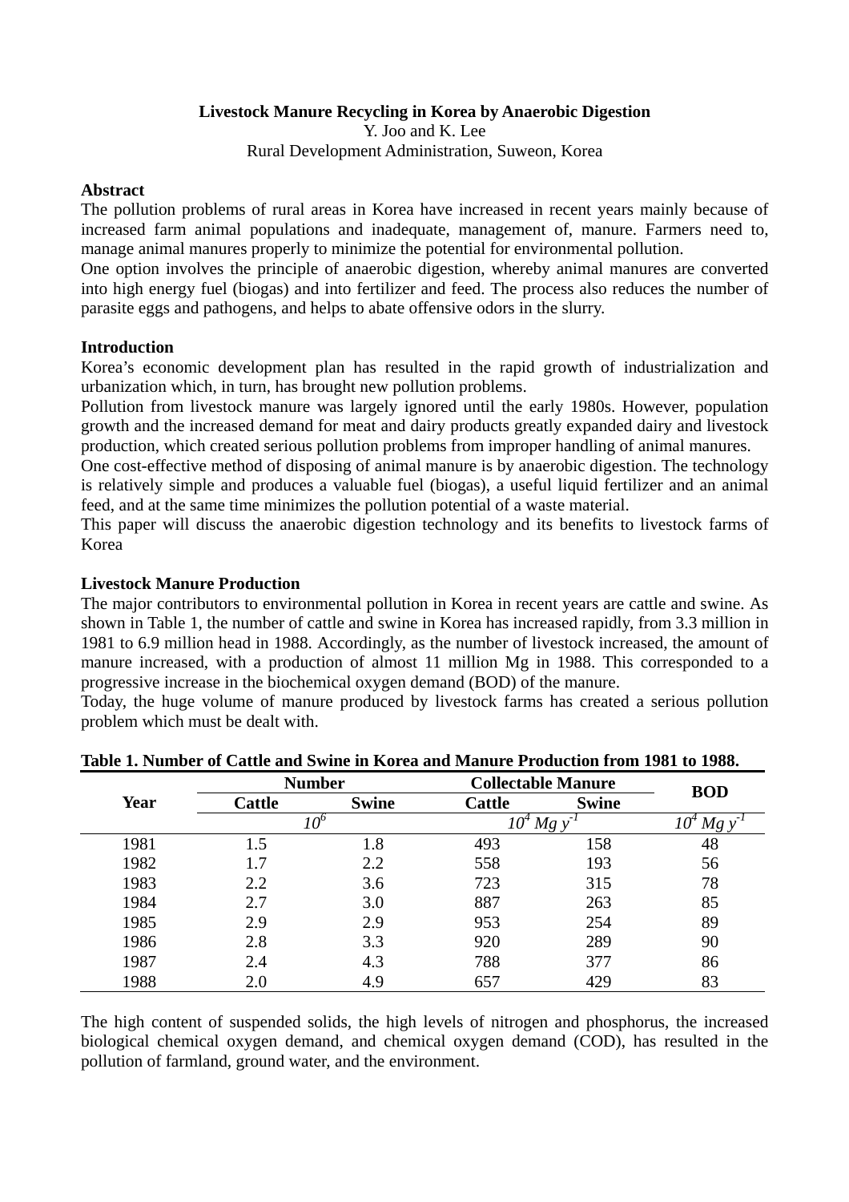# Livestock Manure Recycling in Korea by Anaerobic Digestion

Y. Joo and K. Lee

Rural Development Administration, Suweon, Korea

## Abstract

The pollution problems of rural areas in Korea have increased in recent years mainly because of increased farm animal populations and inadequate, management of, manure. Farmers need to, manage animal manures properly to minimize the potential for environmental pollution.

One option involves the principle of anaerobic digestion, whereby animal manures are converted into high energy fuel (biogas) and into fertilizer and feed. The process also reduces the number of parasite eggs and pathogens, and helps to abate offensive odors in the slurry.

## Introduction

Korea's economic development plan has resulted in the rapid growth of industrialization and urbanization which, in turn, has brought new pollution problems.

Pollution from livestock manure was largely ignored until the early 1980s. However, population growth and the increased demand for meat and dairy products greatly expanded dairy and livestock production, which created serious pollution problems from improper handling of animal manures.

One cost-effective method of disposing of animal manure is by anaerobic digestion. The technology is relatively simple and produces a valuable fuel (biogas), a useful liquid fertilizer and an animal feed, and at the same time minimizes the pollution potential of a waste material.

This paper will discuss the anaerobic digestion technology and its benefits to livestock farms of Korea

## Livestock Manure Production

The major contributors to environmental pollution in Korea in recent years are cattle and swine. As shown in Table 1, the number of cattle and swine in Korea has increased rapidly, from 3.3 million in 1981 to 6.9 million head in 1988. Accordingly, as the number of livestock increased, the amount of manure increased, with a production of almost 11 million Mg in 1988. This corresponded to a progressive increase in the biochemical oxygen demand (BOD) of the manure.

Today, the huge volume of manure produced by livestock farms has created a serious pollution problem which must be dealt with.

**Table 1. Number of Cattle and Swine in Korea and Manure Production from 1981 to 1988.**

| Year | Number | | Collectable Manure | | BOD |
|---|---|---|---|---|---|
| | Cattle | Swine | Cattle | Swine | |
| | $10^6$ | | $10^4$ Mg $y^{-1}$ | | $10^4$ Mg $y^{-1}$ |
| 1981 | 1.5 | 1.8 | 493 | 158 | 48 |
| 1982 | 1.7 | 2.2 | 558 | 193 | 56 |
| 1983 | 2.2 | 3.6 | 723 | 315 | 78 |
| 1984 | 2.7 | 3.0 | 887 | 263 | 85 |
| 1985 | 2.9 | 2.9 | 953 | 254 | 89 |
| 1986 | 2.8 | 3.3 | 920 | 289 | 90 |
| 1987 | 2.4 | 4.3 | 788 | 377 | 86 |
| 1988 | 2.0 | 4.9 | 657 | 429 | 83 |

The high content of suspended solids, the high levels of nitrogen and phosphorus, the increased biological chemical oxygen demand, and chemical oxygen demand (COD), has resulted in the pollution of farmland, ground water, and the environment.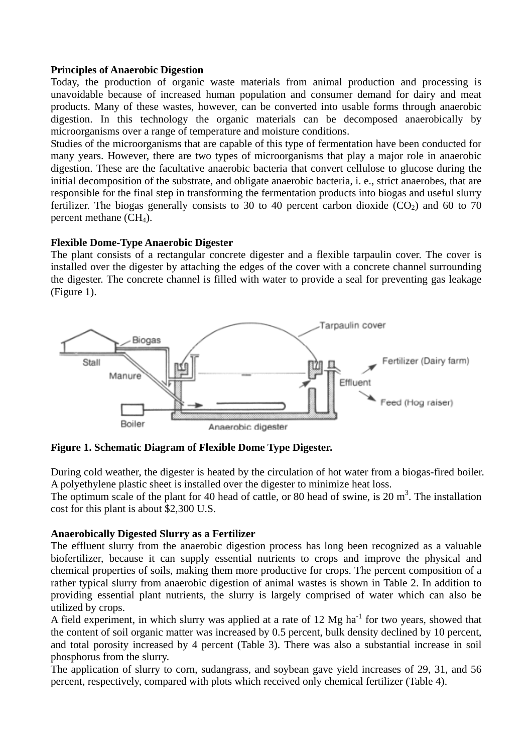**Principles of Anaerobic Digestion**

Today, the production of organic waste materials from animal production and processing is unavoidable because of increased human population and consumer demand for dairy and meat products. Many of these wastes, however, can be converted into usable forms through anaerobic digestion. In this technology the organic materials can be decomposed anaerobically by microorganisms over a range of temperature and moisture conditions.

Studies of the microorganisms that are capable of this type of fermentation have been conducted for many years. However, there are two types of microorganisms that play a major role in anaerobic digestion. These are the facultative anaerobic bacteria that convert cellulose to glucose during the initial decomposition of the substrate, and obligate anaerobic bacteria, i. e., strict anaerobes, that are responsible for the final step in transforming the fermentation products into biogas and useful slurry fertilizer. The biogas generally consists to 30 to 40 percent carbon dioxide ($CO_2$) and 60 to 70 percent methane ($CH_4$).

**Flexible Dome-Type Anaerobic Digester**

The plant consists of a rectangular concrete digester and a flexible tarpaulin cover. The cover is installed over the digester by attaching the edges of the cover with a concrete channel surrounding the digester. The concrete channel is filled with water to provide a seal for preventing gas leakage (Figure 1).

**Figure 1. Schematic Diagram of Flexible Dome Type Digester.**

During cold weather, the digester is heated by the circulation of hot water from a biogas-fired boiler. A polyethylene plastic sheet is installed over the digester to minimize heat loss.

The optimum scale of the plant for 40 head of cattle, or 80 head of swine, is 20 $m^3$. The installation cost for this plant is about $2,300 U.S.

**Anaerobically Digested Slurry as a Fertilizer**

The effluent slurry from the anaerobic digestion process has long been recognized as a valuable biofertilizer, because it can supply essential nutrients to crops and improve the physical and chemical properties of soils, making them more productive for crops. The percent composition of a rather typical slurry from anaerobic digestion of animal wastes is shown in Table 2. In addition to providing essential plant nutrients, the slurry is largely comprised of water which can also be utilized by crops.

A field experiment, in which slurry was applied at a rate of 12 Mg $ha^{-1}$ for two years, showed that the content of soil organic matter was increased by 0.5 percent, bulk density declined by 10 percent, and total porosity increased by 4 percent (Table 3). There was also a substantial increase in soil phosphorus from the slurry.

The application of slurry to corn, sudangrass, and soybean gave yield increases of 29, 31, and 56 percent, respectively, compared with plots which received only chemical fertilizer (Table 4).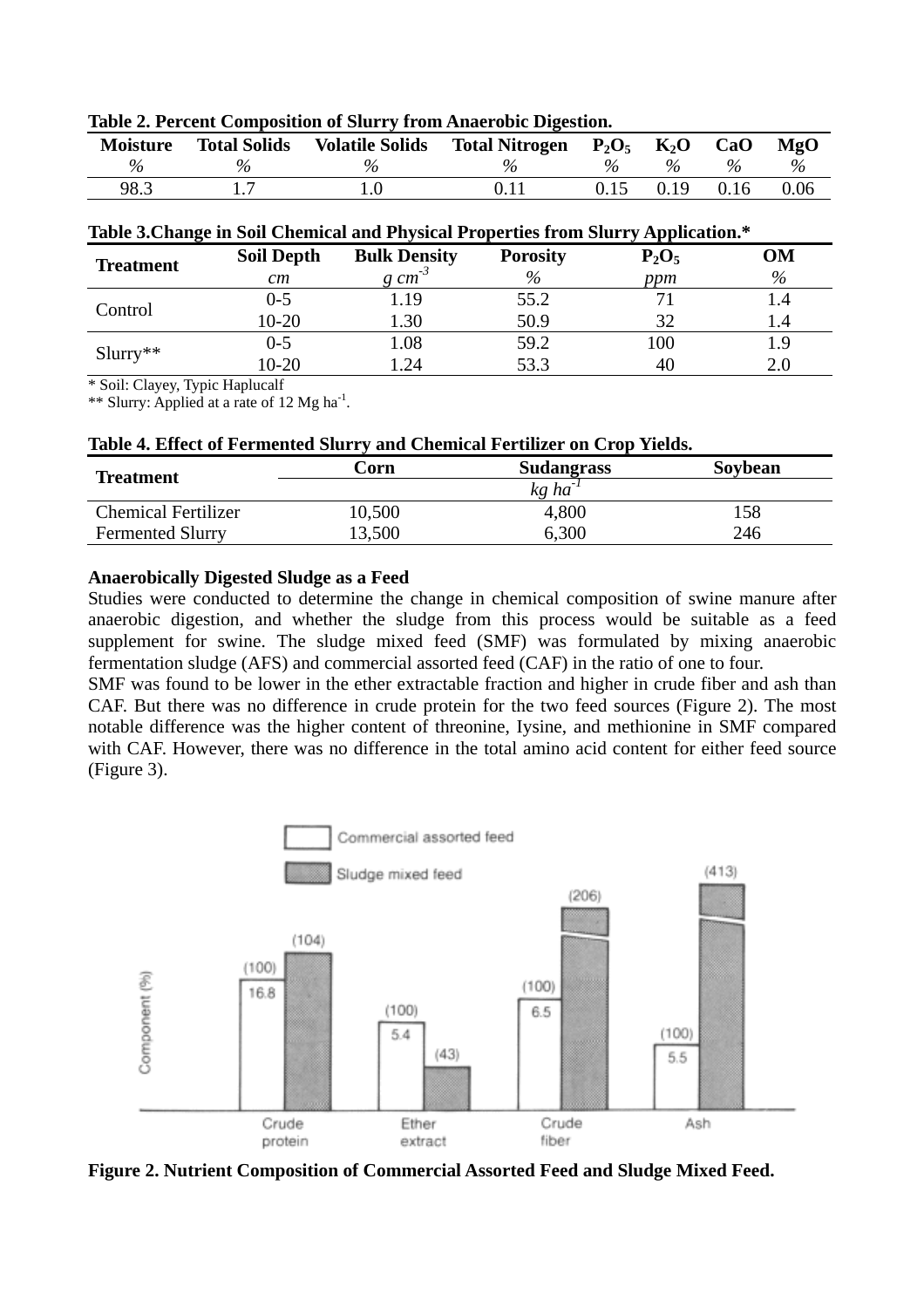**Table 2. Percent Composition of Slurry from Anaerobic Digestion.**

| Moisture | Total Solids | Volatile Solids | Total Nitrogen | $P_2O_5$ | $K_2O$ | CaO | MgO |
|---|---|---|---|---|---|---|---|
| *%* | *%* | *%* | *%* | *%* | *%* | *%* | *%* |
| 98.3 | 1.7 | 1.0 | 0.11 | 0.15 | 0.19 | 0.16 | 0.06 |

**Table 3.Change in Soil Chemical and Physical Properties from Slurry Application.***

| Treatment | Soil Depth | Bulk Density | Porosity | $P_2O_5$ | OM |
|---|---|---|---|---|---|
| | *cm* | *g cm$^{-3}$* | *%* | *ppm* | *%* |
| Control | 0-5 | 1.19 | 55.2 | 71 | 1.4 |
| | 10-20 | 1.30 | 50.9 | 32 | 1.4 |
| Slurry** | 0-5 | 1.08 | 59.2 | 100 | 1.9 |
| | 10-20 | 1.24 | 53.3 | 40 | 2.0 |

* Soil: Clayey, Typic Haplucalf
** Slurry: Applied at a rate of 12 Mg ha$^{-1}$.

**Table 4. Effect of Fermented Slurry and Chemical Fertilizer on Crop Yields.**

| Treatment | Corn | Sudangrass | Soybean |
|---|---|---|---|
| | | *kg ha$^{-1}$* | |
| Chemical Fertilizer | 10,500 | 4,800 | 158 |
| Fermented Slurry | 13,500 | 6,300 | 246 |

**Anaerobically Digested Sludge as a Feed**

Studies were conducted to determine the change in chemical composition of swine manure after anaerobic digestion, and whether the sludge from this process would be suitable as a feed supplement for swine. The sludge mixed feed (SMF) was formulated by mixing anaerobic fermentation sludge (AFS) and commercial assorted feed (CAF) in the ratio of one to four.

SMF was found to be lower in the ether extractable fraction and higher in crude fiber and ash than CAF. But there was no difference in crude protein for the two feed sources (Figure 2). The most notable difference was the higher content of threonine, Iysine, and methionine in SMF compared with CAF. However, there was no difference in the total amino acid content for either feed source (Figure 3).

**Figure 2. Nutrient Composition of Commercial Assorted Feed and Sludge Mixed Feed.**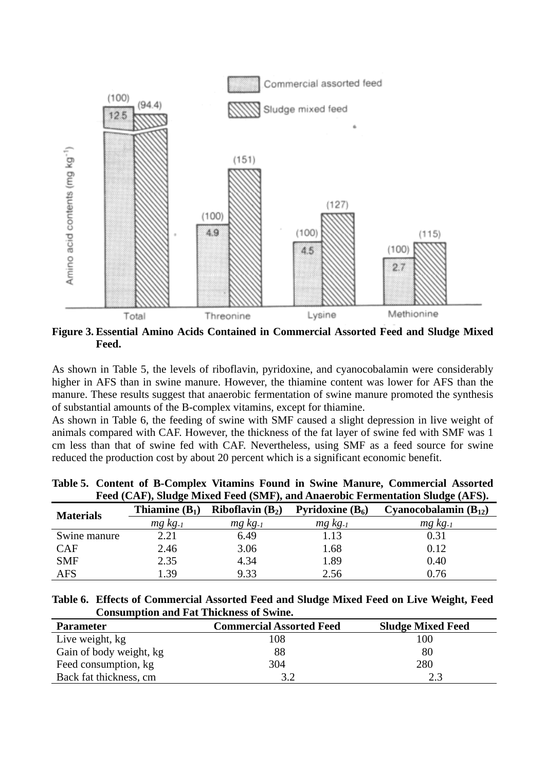**Figure 3. Essential Amino Acids Contained in Commercial Assorted Feed and Sludge Mixed Feed.**

As shown in Table 5, the levels of riboflavin, pyridoxine, and cyanocobalamin were considerably higher in AFS than in swine manure. However, the thiamine content was lower for AFS than the manure. These results suggest that anaerobic fermentation of swine manure promoted the synthesis of substantial amounts of the B-complex vitamins, except for thiamine.

As shown in Table 6, the feeding of swine with SMF caused a slight depression in live weight of animals compared with CAF. However, the thickness of the fat layer of swine fed with SMF was 1 cm less than that of swine fed with CAF. Nevertheless, using SMF as a feed source for swine reduced the production cost by about 20 percent which is a significant economic benefit.

**Table 5. Content of B-Complex Vitamins Found in Swine Manure, Commercial Assorted Feed (CAF), Sludge Mixed Feed (SMF), and Anaerobic Fermentation Sludge (AFS).**

| Materials | Thiamine ($B_1$) | Riboflavin ($B_2$) | Pyridoxine ($B_6$) | Cyanocobalamin ($B_{12}$) |
|---|---|---|---|---|
| | *mg kg$^{-1}$* | *mg kg$^{-1}$* | *mg kg$^{-1}$* | *mg kg$^{-1}$* |
| Swine manure | 2.21 | 6.49 | 1.13 | 0.31 |
| CAF | 2.46 | 3.06 | 1.68 | 0.12 |
| SMF | 2.35 | 4.34 | 1.89 | 0.40 |
| AFS | 1.39 | 9.33 | 2.56 | 0.76 |

**Table 6. Effects of Commercial Assorted Feed and Sludge Mixed Feed on Live Weight, Feed Consumption and Fat Thickness of Swine.**

| Parameter | Commercial Assorted Feed | Sludge Mixed Feed |
|---|---|---|
| Live weight, kg | 108 | 100 |
| Gain of body weight, kg | 88 | 80 |
| Feed consumption, kg | 304 | 280 |
| Back fat thickness, cm | 3.2 | 2.3 |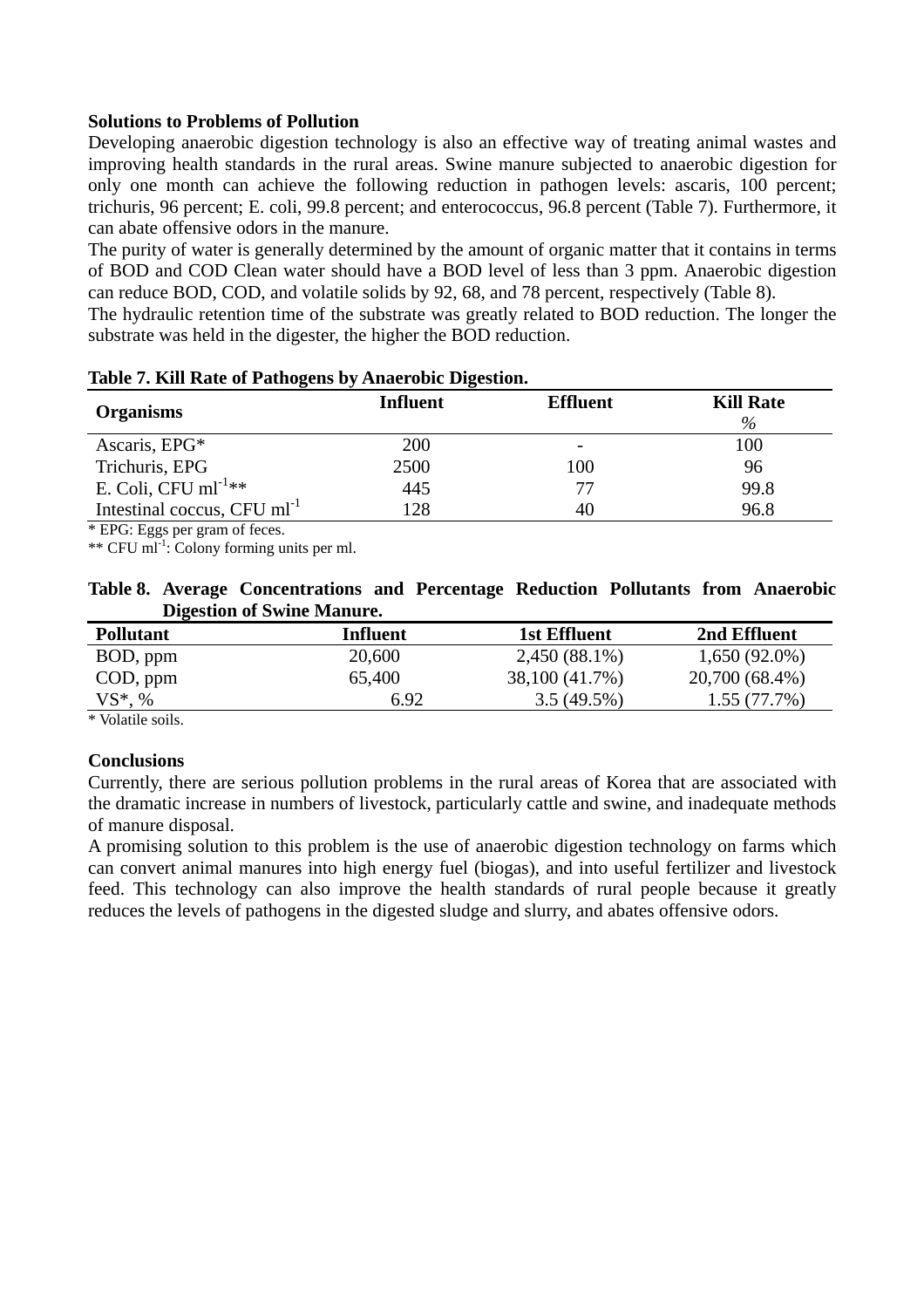## Solutions to Problems of Pollution

Developing anaerobic digestion technology is also an effective way of treating animal wastes and improving health standards in the rural areas. Swine manure subjected to anaerobic digestion for only one month can achieve the following reduction in pathogen levels: ascaris, 100 percent; trichuris, 96 percent; E. coli, 99.8 percent; and enterococcus, 96.8 percent (Table 7). Furthermore, it can abate offensive odors in the manure.

The purity of water is generally determined by the amount of organic matter that it contains in terms of BOD and COD Clean water should have a BOD level of less than 3 ppm. Anaerobic digestion can reduce BOD, COD, and volatile solids by 92, 68, and 78 percent, respectively (Table 8).

The hydraulic retention time of the substrate was greatly related to BOD reduction. The longer the substrate was held in the digester, the higher the BOD reduction.

**Table 7. Kill Rate of Pathogens by Anaerobic Digestion.**

| Organisms | Influent | Effluent | Kill Rate % |
|---|---|---|---|
| Ascaris, EPG* | 200 | - | 100 |
| Trichuris, EPG | 2500 | 100 | 96 |
| E. Coli, CFU $ml^{-1}$** | 445 | 77 | 99.8 |
| Intestinal coccus, CFU $ml^{-1}$ | 128 | 40 | 96.8 |

\* EPG: Eggs per gram of feces.

\** CFU $ml^{-1}$: Colony forming units per ml.

**Table 8. Average Concentrations and Percentage Reduction Pollutants from Anaerobic Digestion of Swine Manure.**

| Pollutant | Influent | 1st Effluent | 2nd Effluent |
|---|---|---|---|
| BOD, ppm | 20,600 | 2,450 (88.1%) | 1,650 (92.0%) |
| COD, ppm | 65,400 | 38,100 (41.7%) | 20,700 (68.4%) |
| VS*, % | 6.92 | 3.5 (49.5%) | 1.55 (77.7%) |

\* Volatile soils.

## Conclusions

Currently, there are serious pollution problems in the rural areas of Korea that are associated with the dramatic increase in numbers of livestock, particularly cattle and swine, and inadequate methods of manure disposal.

A promising solution to this problem is the use of anaerobic digestion technology on farms which can convert animal manures into high energy fuel (biogas), and into useful fertilizer and livestock feed. This technology can also improve the health standards of rural people because it greatly reduces the levels of pathogens in the digested sludge and slurry, and abates offensive odors.